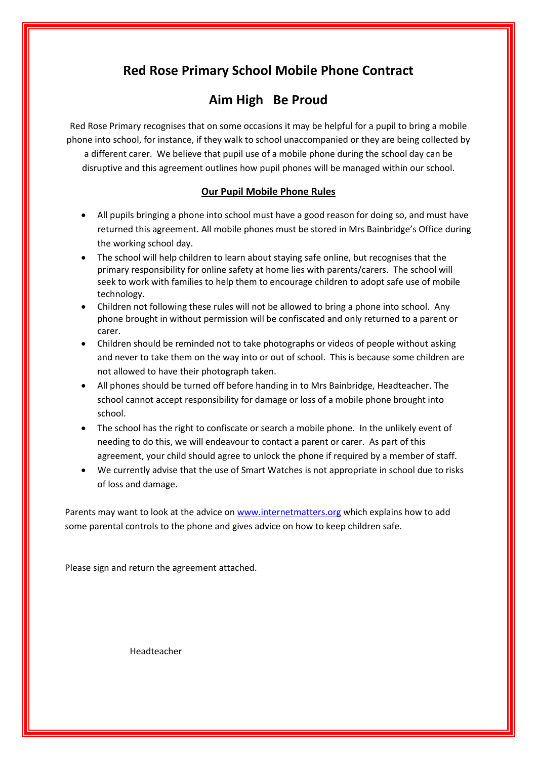# Red Rose Primary School Mobile Phone Contract

## Aim High   Be Proud

Red Rose Primary recognises that on some occasions it may be helpful for a pupil to bring a mobile phone into school, for instance, if they walk to school unaccompanied or they are being collected by a different carer. We believe that pupil use of a mobile phone during the school day can be disruptive and this agreement outlines how pupil phones will be managed within our school.

**Our Pupil Mobile Phone Rules**

- All pupils bringing a phone into school must have a good reason for doing so, and must have returned this agreement. All mobile phones must be stored in Mrs Bainbridge's Office during the working school day.
- The school will help children to learn about staying safe online, but recognises that the primary responsibility for online safety at home lies with parents/carers. The school will seek to work with families to help them to encourage children to adopt safe use of mobile technology.
- Children not following these rules will not be allowed to bring a phone into school. Any phone brought in without permission will be confiscated and only returned to a parent or carer.
- Children should be reminded not to take photographs or videos of people without asking and never to take them on the way into or out of school. This is because some children are not allowed to have their photograph taken.
- All phones should be turned off before handing in to Mrs Bainbridge, Headteacher. The school cannot accept responsibility for damage or loss of a mobile phone brought into school.
- The school has the right to confiscate or search a mobile phone. In the unlikely event of needing to do this, we will endeavour to contact a parent or carer. As part of this agreement, your child should agree to unlock the phone if required by a member of staff.
- We currently advise that the use of Smart Watches is not appropriate in school due to risks of loss and damage.

Parents may want to look at the advice on www.internetmatters.org which explains how to add some parental controls to the phone and gives advice on how to keep children safe.

Please sign and return the agreement attached.

Headteacher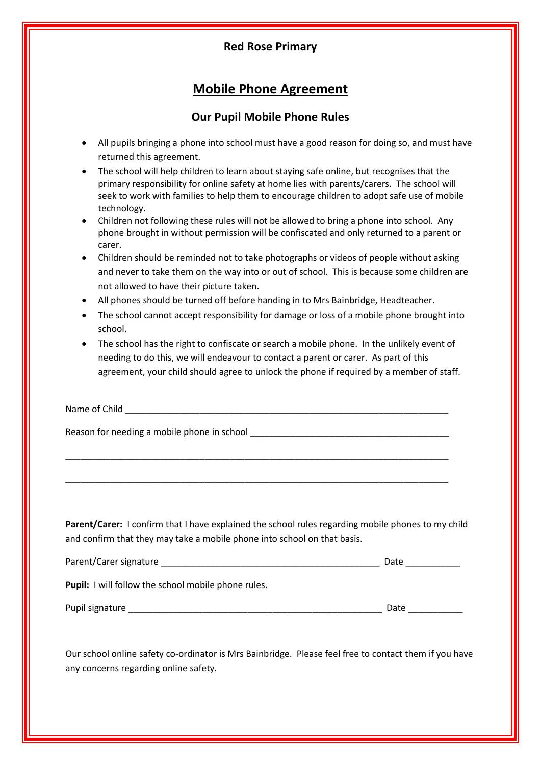**Red Rose Primary**

# Mobile Phone Agreement

## Our Pupil Mobile Phone Rules

- All pupils bringing a phone into school must have a good reason for doing so, and must have returned this agreement.
- The school will help children to learn about staying safe online, but recognises that the primary responsibility for online safety at home lies with parents/carers. The school will seek to work with families to help them to encourage children to adopt safe use of mobile technology.
- Children not following these rules will not be allowed to bring a phone into school. Any phone brought in without permission will be confiscated and only returned to a parent or carer.
- Children should be reminded not to take photographs or videos of people without asking and never to take them on the way into or out of school. This is because some children are not allowed to have their picture taken.
- All phones should be turned off before handing in to Mrs Bainbridge, Headteacher.
- The school cannot accept responsibility for damage or loss of a mobile phone brought into school.
- The school has the right to confiscate or search a mobile phone. In the unlikely event of needing to do this, we will endeavour to contact a parent or carer. As part of this agreement, your child should agree to unlock the phone if required by a member of staff.

Name of Child ____________________________________________________________________

Reason for needing a mobile phone in school ___________________________________________

_______________________________________________________________________________

_______________________________________________________________________________

**Parent/Carer:** I confirm that I have explained the school rules regarding mobile phones to my child and confirm that they may take a mobile phone into school on that basis.

Parent/Carer signature _____________________________________________ Date ___________

**Pupil:** I will follow the school mobile phone rules.

Pupil signature _____________________________________________________ Date ___________

Our school online safety co-ordinator is Mrs Bainbridge. Please feel free to contact them if you have any concerns regarding online safety.